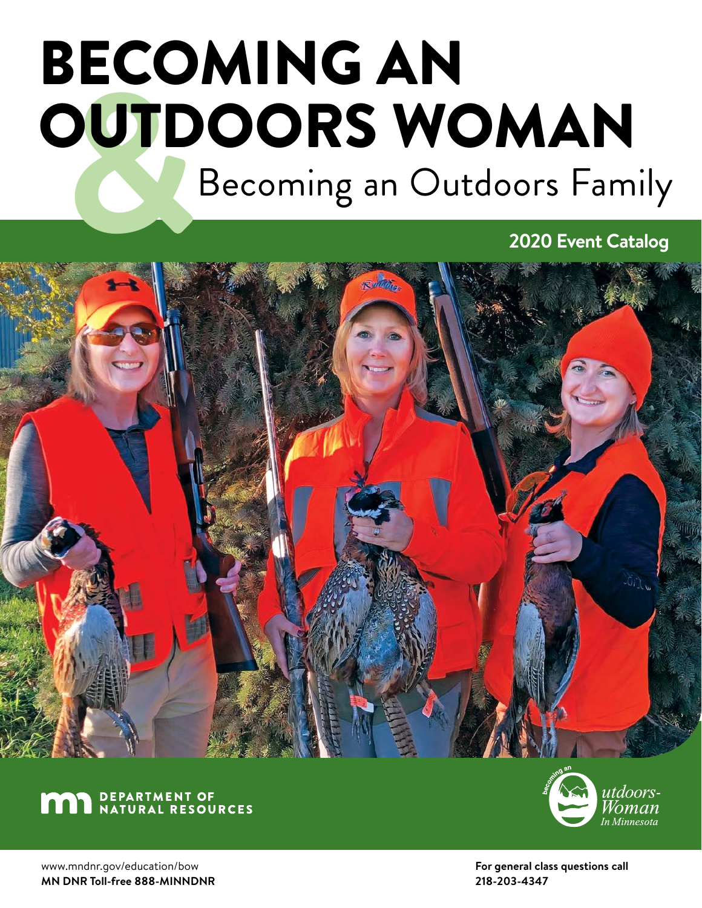# BECOMING AN OUTDOORS WOMAN & Becoming an Outdoors Family

**2020 Event Catalog**

DEPARTMENT OF NATURAL RESOURCES

becoming an Outdoors-Woman In Minnesota

www.mndnr.gov/education/bow
**MN DNR Toll-free 888-MINNDNR**

**For general class questions call 218-203-4347**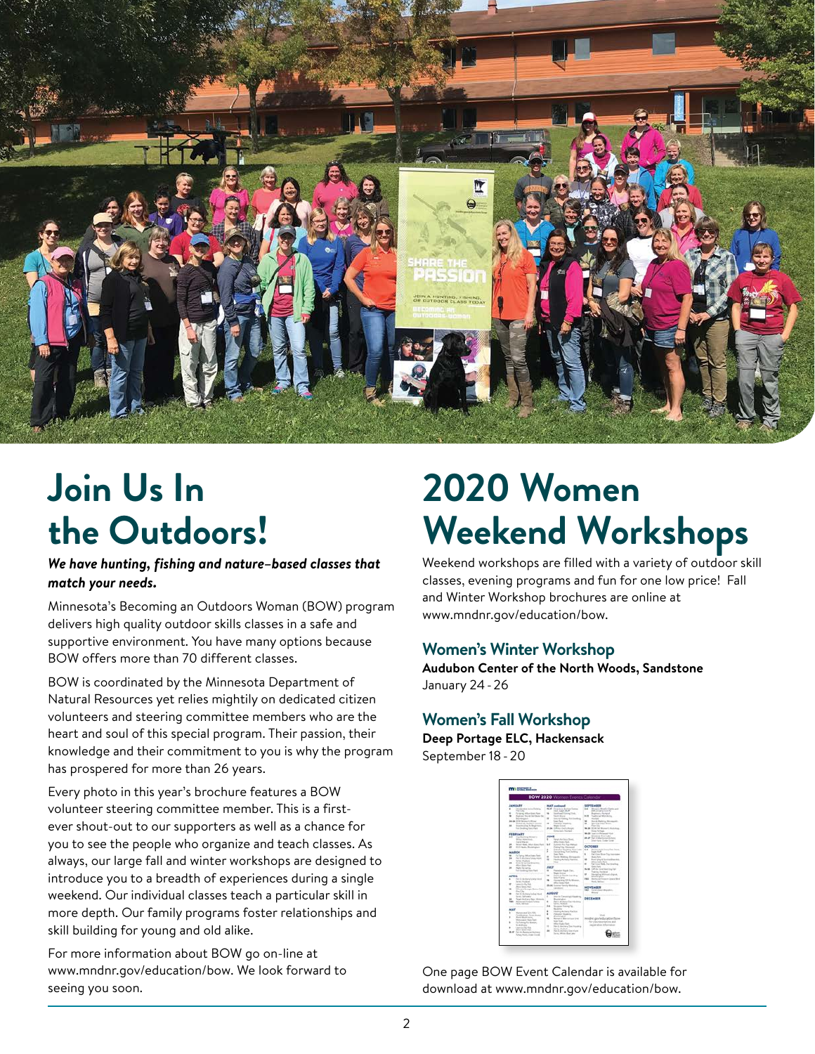# Join Us In the Outdoors!

***We have hunting, fishing and nature-based classes that match your needs.***

Minnesota's Becoming an Outdoors Woman (BOW) program delivers high quality outdoor skills classes in a safe and supportive environment. You have many options because BOW offers more than 70 different classes.

BOW is coordinated by the Minnesota Department of Natural Resources yet relies mightily on dedicated citizen volunteers and steering committee members who are the heart and soul of this special program. Their passion, their knowledge and their commitment to you is why the program has prospered for more than 26 years.

Every photo in this year's brochure features a BOW volunteer steering committee member. This is a first-ever shout-out to our supporters as well as a chance for you to see the people who organize and teach classes. As always, our large fall and winter workshops are designed to introduce you to a breadth of experiences during a single weekend. Our individual classes teach a particular skill in more depth. Our family programs foster relationships and skill building for young and old alike.

For more information about BOW go on-line at www.mndnr.gov/education/bow. We look forward to seeing you soon.

# 2020 Women Weekend Workshops

Weekend workshops are filled with a variety of outdoor skill classes, evening programs and fun for one low price! Fall and Winter Workshop brochures are online at www.mndnr.gov/education/bow.

## Women's Winter Workshop

**Audubon Center of the North Woods, Sandstone**
January 24 - 26

## Women's Fall Workshop

**Deep Portage ELC, Hackensack**
September 18 - 20

One page BOW Event Calendar is available for download at www.mndnr.gov/education/bow.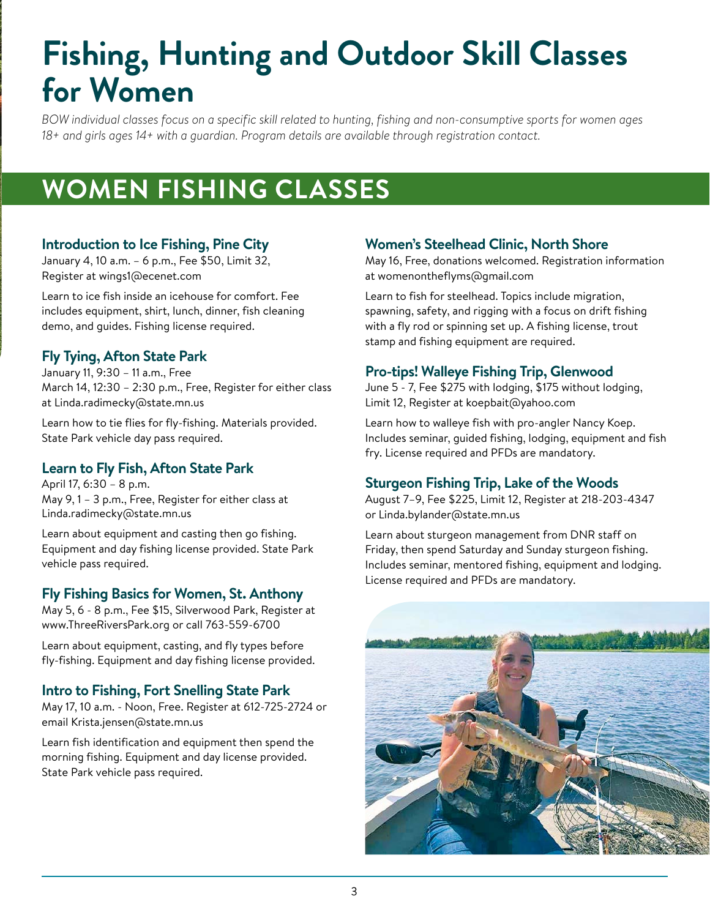# Fishing, Hunting and Outdoor Skill Classes for Women

*BOW individual classes focus on a specific skill related to hunting, fishing and non-consumptive sports for women ages 18+ and girls ages 14+ with a guardian. Program details are available through registration contact.*

## WOMEN FISHING CLASSES

### Introduction to Ice Fishing, Pine City

January 4, 10 a.m. – 6 p.m., Fee $50, Limit 32, Register at wings1@ecenet.com

Learn to ice fish inside an icehouse for comfort. Fee includes equipment, shirt, lunch, dinner, fish cleaning demo, and guides. Fishing license required.

### Fly Tying, Afton State Park

January 11, 9:30 – 11 a.m., Free
March 14, 12:30 – 2:30 p.m., Free, Register for either class at Linda.radimecky@state.mn.us

Learn how to tie flies for fly-fishing. Materials provided. State Park vehicle day pass required.

### Learn to Fly Fish, Afton State Park

April 17, 6:30 – 8 p.m.
May 9, 1 – 3 p.m., Free, Register for either class at Linda.radimecky@state.mn.us

Learn about equipment and casting then go fishing. Equipment and day fishing license provided. State Park vehicle pass required.

### Fly Fishing Basics for Women, St. Anthony

May 5, 6 - 8 p.m., Fee $15, Silverwood Park, Register at www.ThreeRiversPark.org or call 763-559-6700

Learn about equipment, casting, and fly types before fly-fishing. Equipment and day fishing license provided.

### Intro to Fishing, Fort Snelling State Park

May 17, 10 a.m. - Noon, Free. Register at 612-725-2724 or email Krista.jensen@state.mn.us

Learn fish identification and equipment then spend the morning fishing. Equipment and day license provided. State Park vehicle pass required.

### Women's Steelhead Clinic, North Shore

May 16, Free, donations welcomed. Registration information at womenontheflyms@gmail.com

Learn to fish for steelhead. Topics include migration, spawning, safety, and rigging with a focus on drift fishing with a fly rod or spinning set up. A fishing license, trout stamp and fishing equipment are required.

### Pro-tips! Walleye Fishing Trip, Glenwood

June 5 - 7, Fee $275 with lodging, $175 without lodging, Limit 12, Register at koepbait@yahoo.com

Learn how to walleye fish with pro-angler Nancy Koep. Includes seminar, guided fishing, lodging, equipment and fish fry. License required and PFDs are mandatory.

### Sturgeon Fishing Trip, Lake of the Woods

August 7–9, Fee $225, Limit 12, Register at 218-203-4347 or Linda.bylander@state.mn.us

Learn about sturgeon management from DNR staff on Friday, then spend Saturday and Sunday sturgeon fishing. Includes seminar, mentored fishing, equipment and lodging. License required and PFDs are mandatory.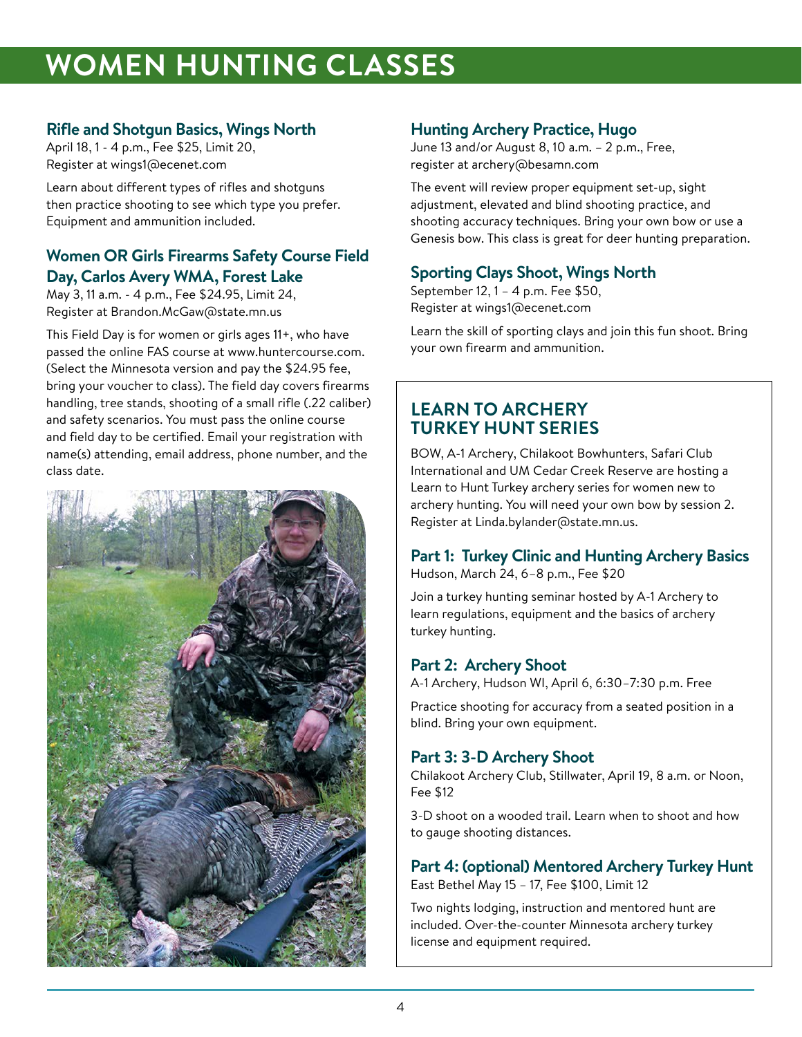# WOMEN HUNTING CLASSES

### Rifle and Shotgun Basics, Wings North

April 18, 1 - 4 p.m., Fee $25, Limit 20,
Register at wings1@ecenet.com

Learn about different types of rifles and shotguns then practice shooting to see which type you prefer. Equipment and ammunition included.

### Women OR Girls Firearms Safety Course Field Day, Carlos Avery WMA, Forest Lake

May 3, 11 a.m. - 4 p.m., Fee $24.95, Limit 24,
Register at Brandon.McGaw@state.mn.us

This Field Day is for women or girls ages 11+, who have passed the online FAS course at www.huntercourse.com. (Select the Minnesota version and pay the $24.95 fee, bring your voucher to class). The field day covers firearms handling, tree stands, shooting of a small rifle (.22 caliber) and safety scenarios. You must pass the online course and field day to be certified. Email your registration with name(s) attending, email address, phone number, and the class date.

### Hunting Archery Practice, Hugo

June 13 and/or August 8, 10 a.m. – 2 p.m., Free,
register at archery@besamn.com

The event will review proper equipment set-up, sight adjustment, elevated and blind shooting practice, and shooting accuracy techniques. Bring your own bow or use a Genesis bow. This class is great for deer hunting preparation.

### Sporting Clays Shoot, Wings North

September 12, 1 – 4 p.m. Fee $50,
Register at wings1@ecenet.com

Learn the skill of sporting clays and join this fun shoot. Bring your own firearm and ammunition.

## LEARN TO ARCHERY TURKEY HUNT SERIES

BOW, A-1 Archery, Chilakoot Bowhunters, Safari Club International and UM Cedar Creek Reserve are hosting a Learn to Hunt Turkey archery series for women new to archery hunting. You will need your own bow by session 2. Register at Linda.bylander@state.mn.us.

### Part 1: Turkey Clinic and Hunting Archery Basics

Hudson, March 24, 6–8 p.m., Fee $20

Join a turkey hunting seminar hosted by A-1 Archery to learn regulations, equipment and the basics of archery turkey hunting.

### Part 2: Archery Shoot

A-1 Archery, Hudson WI, April 6, 6:30–7:30 p.m. Free

Practice shooting for accuracy from a seated position in a blind. Bring your own equipment.

### Part 3: 3-D Archery Shoot

Chilakoot Archery Club, Stillwater, April 19, 8 a.m. or Noon, Fee $12

3-D shoot on a wooded trail. Learn when to shoot and how to gauge shooting distances.

### Part 4: (optional) Mentored Archery Turkey Hunt

East Bethel May 15 – 17, Fee $100, Limit 12

Two nights lodging, instruction and mentored hunt are included. Over-the-counter Minnesota archery turkey license and equipment required.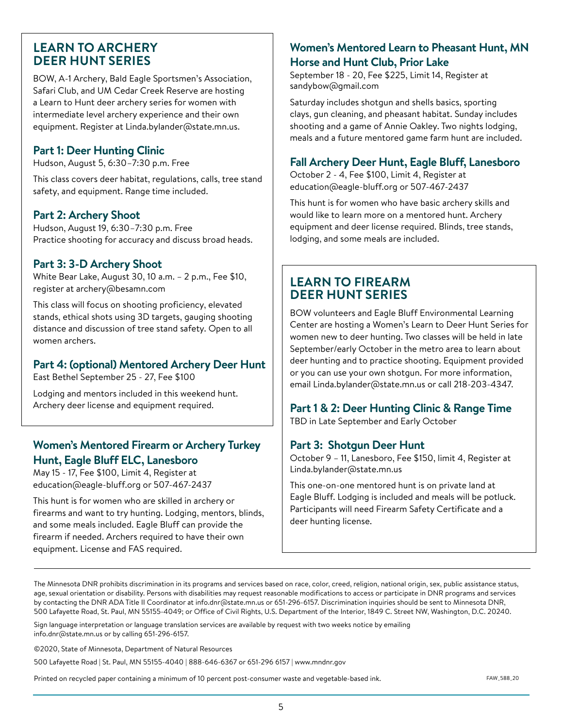## LEARN TO ARCHERY DEER HUNT SERIES

BOW, A-1 Archery, Bald Eagle Sportsmen's Association, Safari Club, and UM Cedar Creek Reserve are hosting a Learn to Hunt deer archery series for women with intermediate level archery experience and their own equipment. Register at Linda.bylander@state.mn.us.

### Part 1: Deer Hunting Clinic

Hudson, August 5, 6:30–7:30 p.m. Free

This class covers deer habitat, regulations, calls, tree stand safety, and equipment. Range time included.

### Part 2: Archery Shoot

Hudson, August 19, 6:30–7:30 p.m. Free
Practice shooting for accuracy and discuss broad heads.

### Part 3: 3-D Archery Shoot

White Bear Lake, August 30, 10 a.m. – 2 p.m., Fee $10, register at archery@besamn.com

This class will focus on shooting proficiency, elevated stands, ethical shots using 3D targets, gauging shooting distance and discussion of tree stand safety. Open to all women archers.

### Part 4: (optional) Mentored Archery Deer Hunt

East Bethel September 25 - 27, Fee $100

Lodging and mentors included in this weekend hunt. Archery deer license and equipment required.

### Women's Mentored Firearm or Archery Turkey Hunt, Eagle Bluff ELC, Lanesboro

May 15 - 17, Fee $100, Limit 4, Register at education@eagle-bluff.org or 507-467-2437

This hunt is for women who are skilled in archery or firearms and want to try hunting. Lodging, mentors, blinds, and some meals included. Eagle Bluff can provide the firearm if needed. Archers required to have their own equipment. License and FAS required.

### Women's Mentored Learn to Pheasant Hunt, MN Horse and Hunt Club, Prior Lake

September 18 - 20, Fee $225, Limit 14, Register at sandybow@gmail.com

Saturday includes shotgun and shells basics, sporting clays, gun cleaning, and pheasant habitat. Sunday includes shooting and a game of Annie Oakley. Two nights lodging, meals and a future mentored game farm hunt are included.

### Fall Archery Deer Hunt, Eagle Bluff, Lanesboro

October 2 - 4, Fee $100, Limit 4, Register at education@eagle-bluff.org or 507-467-2437

This hunt is for women who have basic archery skills and would like to learn more on a mentored hunt. Archery equipment and deer license required. Blinds, tree stands, lodging, and some meals are included.

## LEARN TO FIREARM DEER HUNT SERIES

BOW volunteers and Eagle Bluff Environmental Learning Center are hosting a Women's Learn to Deer Hunt Series for women new to deer hunting. Two classes will be held in late September/early October in the metro area to learn about deer hunting and to practice shooting. Equipment provided or you can use your own shotgun. For more information, email Linda.bylander@state.mn.us or call 218-203-4347.

### Part 1 & 2: Deer Hunting Clinic & Range Time

TBD in Late September and Early October

### Part 3: Shotgun Deer Hunt

October 9 – 11, Lanesboro, Fee $150, limit 4, Register at Linda.bylander@state.mn.us

This one-on-one mentored hunt is on private land at Eagle Bluff. Lodging is included and meals will be potluck. Participants will need Firearm Safety Certificate and a deer hunting license.

---

The Minnesota DNR prohibits discrimination in its programs and services based on race, color, creed, religion, national origin, sex, public assistance status, age, sexual orientation or disability. Persons with disabilities may request reasonable modifications to access or participate in DNR programs and services by contacting the DNR ADA Title II Coordinator at info.dnr@state.mn.us or 651-296-6157. Discrimination inquiries should be sent to Minnesota DNR, 500 Lafayette Road, St. Paul, MN 55155-4049; or Office of Civil Rights, U.S. Department of the Interior, 1849 C. Street NW, Washington, D.C. 20240.

Sign language interpretation or language translation services are available by request with two weeks notice by emailing info.dnr@state.mn.us or by calling 651-296-6157.

©2020, State of Minnesota, Department of Natural Resources

500 Lafayette Road | St. Paul, MN 55155-4040 | 888-646-6367 or 651-296 6157 | www.mndnr.gov

Printed on recycled paper containing a minimum of 10 percent post-consumer waste and vegetable-based ink.

FAW_588_20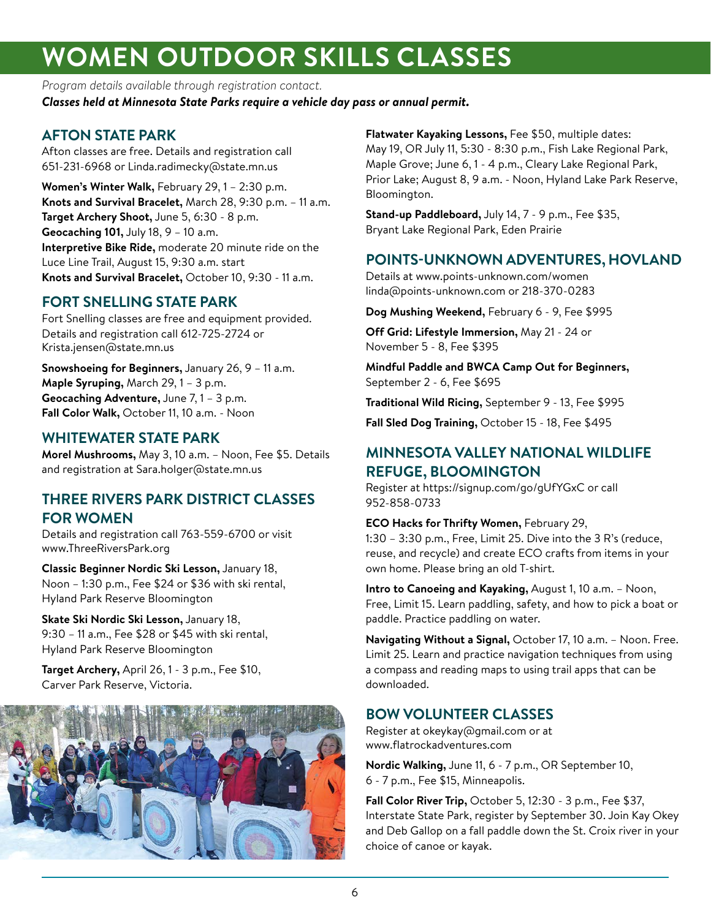# WOMEN OUTDOOR SKILLS CLASSES

*Program details available through registration contact.*

***Classes held at Minnesota State Parks require a vehicle day pass or annual permit.***

## AFTON STATE PARK

Afton classes are free. Details and registration call 651-231-6968 or Linda.radimecky@state.mn.us

**Women's Winter Walk,** February 29, 1 – 2:30 p.m.
**Knots and Survival Bracelet,** March 28, 9:30 p.m. – 11 a.m.
**Target Archery Shoot,** June 5, 6:30 - 8 p.m.
**Geocaching 101,** July 18, 9 – 10 a.m.
**Interpretive Bike Ride,** moderate 20 minute ride on the Luce Line Trail, August 15, 9:30 a.m. start
**Knots and Survival Bracelet,** October 10, 9:30 - 11 a.m.

## FORT SNELLING STATE PARK

Fort Snelling classes are free and equipment provided. Details and registration call 612-725-2724 or Krista.jensen@state.mn.us

**Snowshoeing for Beginners,** January 26, 9 – 11 a.m.
**Maple Syruping,** March 29, 1 – 3 p.m.
**Geocaching Adventure,** June 7, 1 – 3 p.m.
**Fall Color Walk,** October 11, 10 a.m. - Noon

## WHITEWATER STATE PARK

**Morel Mushrooms,** May 3, 10 a.m. – Noon, Fee $5. Details and registration at Sara.holger@state.mn.us

## THREE RIVERS PARK DISTRICT CLASSES FOR WOMEN

Details and registration call 763-559-6700 or visit www.ThreeRiversPark.org

**Classic Beginner Nordic Ski Lesson,** January 18, Noon – 1:30 p.m., Fee $24 or $36 with ski rental, Hyland Park Reserve Bloomington

**Skate Ski Nordic Ski Lesson,** January 18, 9:30 – 11 a.m., Fee $28 or $45 with ski rental, Hyland Park Reserve Bloomington

**Target Archery,** April 26, 1 - 3 p.m., Fee $10, Carver Park Reserve, Victoria.

**Flatwater Kayaking Lessons,** Fee $50, multiple dates: May 19, OR July 11, 5:30 - 8:30 p.m., Fish Lake Regional Park, Maple Grove; June 6, 1 - 4 p.m., Cleary Lake Regional Park, Prior Lake; August 8, 9 a.m. - Noon, Hyland Lake Park Reserve, Bloomington.

**Stand-up Paddleboard,** July 14, 7 - 9 p.m., Fee $35, Bryant Lake Regional Park, Eden Prairie

## POINTS-UNKNOWN ADVENTURES, HOVLAND

Details at www.points-unknown.com/women linda@points-unknown.com or 218-370-0283

**Dog Mushing Weekend,** February 6 - 9, Fee $995

**Off Grid: Lifestyle Immersion,** May 21 - 24 or November 5 - 8, Fee $395

**Mindful Paddle and BWCA Camp Out for Beginners,** September 2 - 6, Fee $695

**Traditional Wild Ricing,** September 9 - 13, Fee $995

**Fall Sled Dog Training,** October 15 - 18, Fee $495

## MINNESOTA VALLEY NATIONAL WILDLIFE REFUGE, BLOOMINGTON

Register at https://signup.com/go/gUfYGxC or call 952-858-0733

**ECO Hacks for Thrifty Women,** February 29, 1:30 – 3:30 p.m., Free, Limit 25. Dive into the 3 R's (reduce, reuse, and recycle) and create ECO crafts from items in your own home. Please bring an old T-shirt.

**Intro to Canoeing and Kayaking,** August 1, 10 a.m. – Noon, Free, Limit 15. Learn paddling, safety, and how to pick a boat or paddle. Practice paddling on water.

**Navigating Without a Signal,** October 17, 10 a.m. – Noon. Free. Limit 25. Learn and practice navigation techniques from using a compass and reading maps to using trail apps that can be downloaded.

## BOW VOLUNTEER CLASSES

Register at okeykay@gmail.com or at www.flatrockadventures.com

**Nordic Walking,** June 11, 6 - 7 p.m., OR September 10, 6 - 7 p.m., Fee $15, Minneapolis.

**Fall Color River Trip,** October 5, 12:30 - 3 p.m., Fee $37, Interstate State Park, register by September 30. Join Kay Okey and Deb Gallop on a fall paddle down the St. Croix river in your choice of canoe or kayak.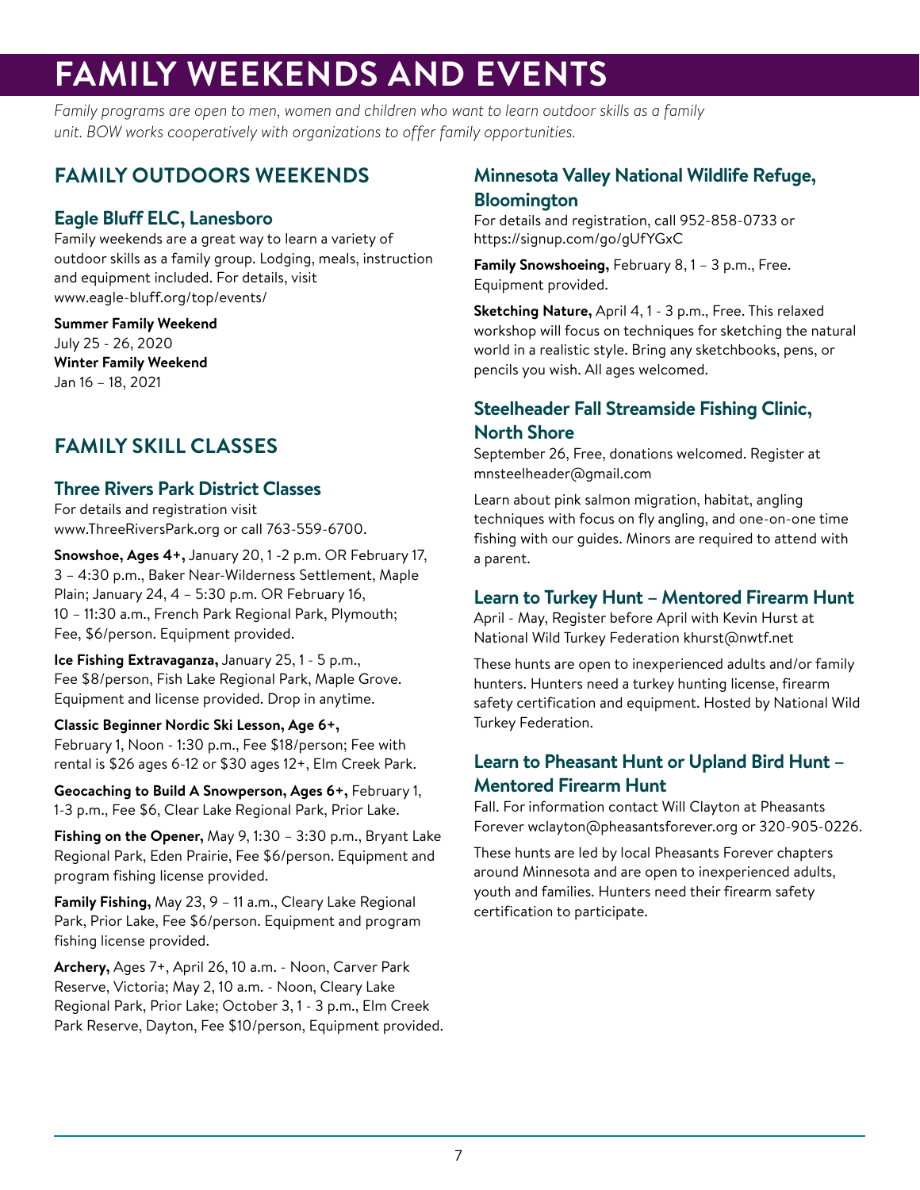# FAMILY WEEKENDS AND EVENTS

*Family programs are open to men, women and children who want to learn outdoor skills as a family unit. BOW works cooperatively with organizations to offer family opportunities.*

## FAMILY OUTDOORS WEEKENDS

### Eagle Bluff ELC, Lanesboro

Family weekends are a great way to learn a variety of outdoor skills as a family group. Lodging, meals, instruction and equipment included. For details, visit www.eagle-bluff.org/top/events/

**Summer Family Weekend**
July 25 - 26, 2020
**Winter Family Weekend**
Jan 16 – 18, 2021

## FAMILY SKILL CLASSES

### Three Rivers Park District Classes

For details and registration visit www.ThreeRiversPark.org or call 763-559-6700.

**Snowshoe, Ages 4+,** January 20, 1 -2 p.m. OR February 17, 3 – 4:30 p.m., Baker Near-Wilderness Settlement, Maple Plain; January 24, 4 – 5:30 p.m. OR February 16, 10 – 11:30 a.m., French Park Regional Park, Plymouth; Fee, $6/person. Equipment provided.

**Ice Fishing Extravaganza,** January 25, 1 - 5 p.m., Fee $8/person, Fish Lake Regional Park, Maple Grove. Equipment and license provided. Drop in anytime.

**Classic Beginner Nordic Ski Lesson, Age 6+,** February 1, Noon - 1:30 p.m., Fee $18/person; Fee with rental is $26 ages 6-12 or $30 ages 12+, Elm Creek Park.

**Geocaching to Build A Snowperson, Ages 6+,** February 1, 1-3 p.m., Fee $6, Clear Lake Regional Park, Prior Lake.

**Fishing on the Opener,** May 9, 1:30 – 3:30 p.m., Bryant Lake Regional Park, Eden Prairie, Fee $6/person. Equipment and program fishing license provided.

**Family Fishing,** May 23, 9 – 11 a.m., Cleary Lake Regional Park, Prior Lake, Fee $6/person. Equipment and program fishing license provided.

**Archery,** Ages 7+, April 26, 10 a.m. - Noon, Carver Park Reserve, Victoria; May 2, 10 a.m. - Noon, Cleary Lake Regional Park, Prior Lake; October 3, 1 - 3 p.m., Elm Creek Park Reserve, Dayton, Fee $10/person, Equipment provided.

### Minnesota Valley National Wildlife Refuge, Bloomington

For details and registration, call 952-858-0733 or https://signup.com/go/gUfYGxC

**Family Snowshoeing,** February 8, 1 – 3 p.m., Free. Equipment provided.

**Sketching Nature,** April 4, 1 - 3 p.m., Free. This relaxed workshop will focus on techniques for sketching the natural world in a realistic style. Bring any sketchbooks, pens, or pencils you wish. All ages welcomed.

### Steelheader Fall Streamside Fishing Clinic, North Shore

September 26, Free, donations welcomed. Register at mnsteelheader@gmail.com

Learn about pink salmon migration, habitat, angling techniques with focus on fly angling, and one-on-one time fishing with our guides. Minors are required to attend with a parent.

### Learn to Turkey Hunt – Mentored Firearm Hunt

April - May, Register before April with Kevin Hurst at National Wild Turkey Federation khurst@nwtf.net

These hunts are open to inexperienced adults and/or family hunters. Hunters need a turkey hunting license, firearm safety certification and equipment. Hosted by National Wild Turkey Federation.

### Learn to Pheasant Hunt or Upland Bird Hunt – Mentored Firearm Hunt

Fall. For information contact Will Clayton at Pheasants Forever wclayton@pheasantsforever.org or 320-905-0226.

These hunts are led by local Pheasants Forever chapters around Minnesota and are open to inexperienced adults, youth and families. Hunters need their firearm safety certification to participate.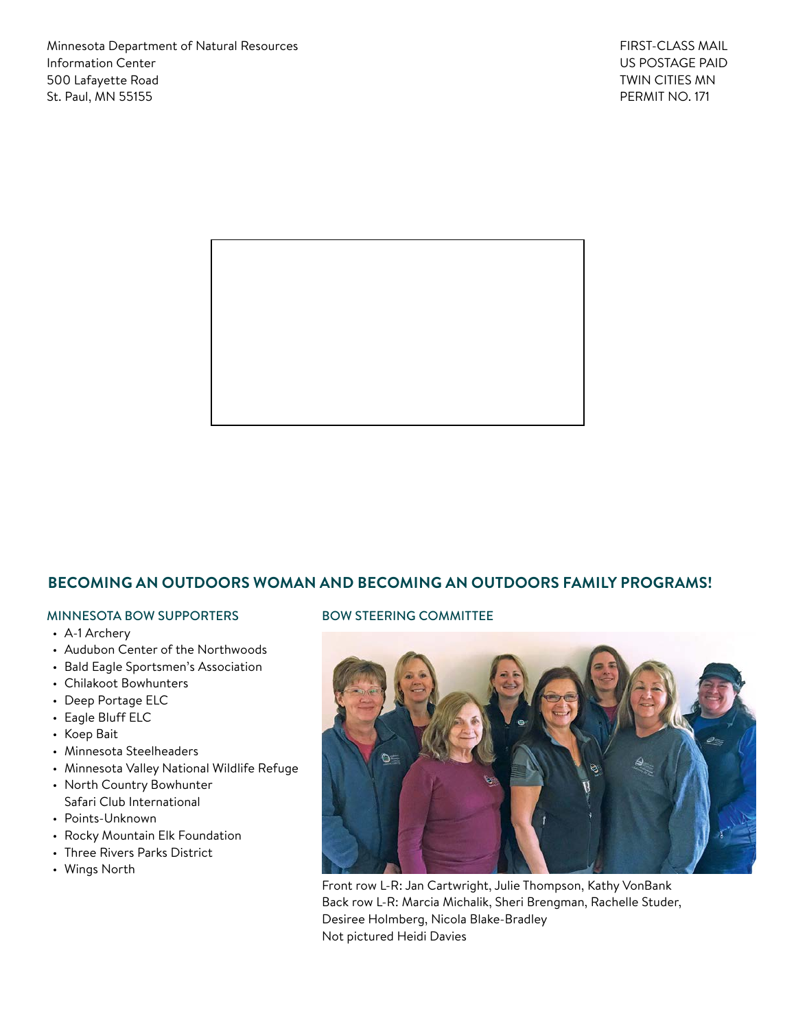Minnesota Department of Natural Resources
Information Center
500 Lafayette Road
St. Paul, MN 55155

FIRST-CLASS MAIL
US POSTAGE PAID
TWIN CITIES MN
PERMIT NO. 171

## BECOMING AN OUTDOORS WOMAN AND BECOMING AN OUTDOORS FAMILY PROGRAMS!

### MINNESOTA BOW SUPPORTERS

- A-1 Archery
- Audubon Center of the Northwoods
- Bald Eagle Sportsmen's Association
- Chilakoot Bowhunters
- Deep Portage ELC
- Eagle Bluff ELC
- Koep Bait
- Minnesota Steelheaders
- Minnesota Valley National Wildlife Refuge
- North Country Bowhunter Safari Club International
- Points-Unknown
- Rocky Mountain Elk Foundation
- Three Rivers Parks District
- Wings North

### BOW STEERING COMMITTEE

Front row L-R: Jan Cartwright, Julie Thompson, Kathy VonBank
Back row L-R: Marcia Michalik, Sheri Brengman, Rachelle Studer, Desiree Holmberg, Nicola Blake-Bradley
Not pictured Heidi Davies